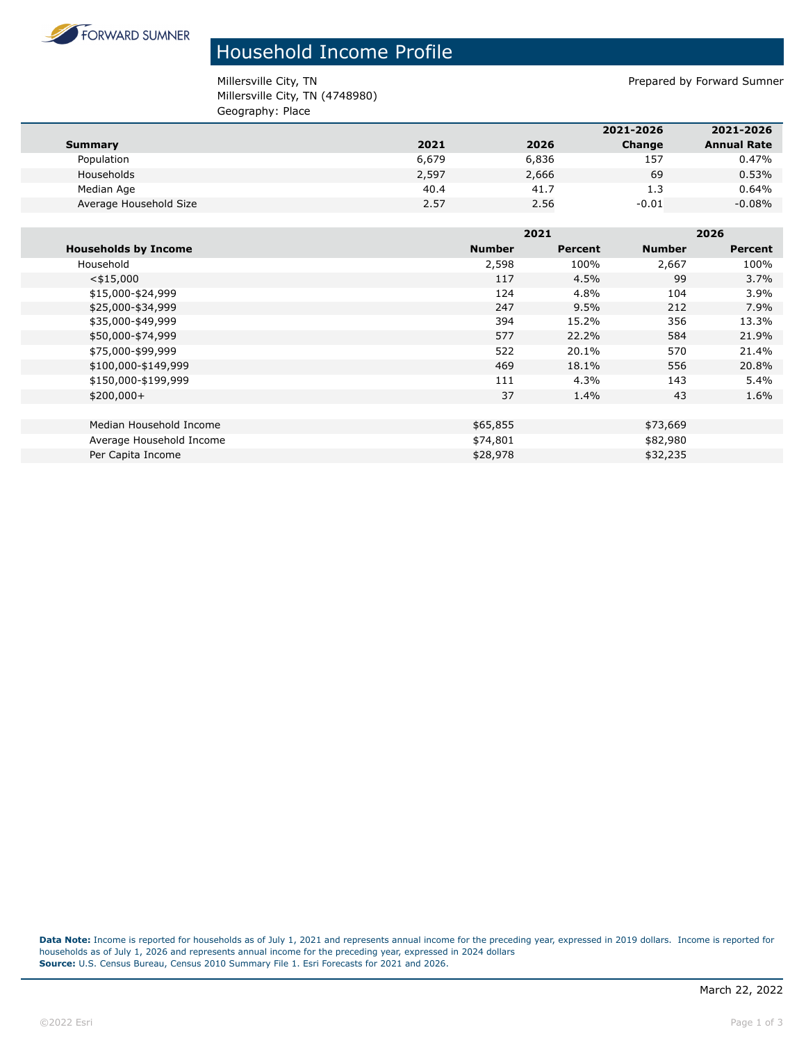FORWARD SUMNER

# Household Income Profile

Millersville City, TN
Millersville City, TN (4748980)
Geography: Place

Prepared by Forward Sumner

| Summary | 2021 | 2026 | 2021-2026 Change | 2021-2026 Annual Rate |
|---|---|---|---|---|
| Population | 6,679 | 6,836 | 157 | 0.47% |
| Households | 2,597 | 2,666 | 69 | 0.53% |
| Median Age | 40.4 | 41.7 | 1.3 | 0.64% |
| Average Household Size | 2.57 | 2.56 | -0.01 | -0.08% |

| | 2021 | | 2026 | |
|---|---|---|---|---|
| **Households by Income** | **Number** | **Percent** | **Number** | **Percent** |
| Household | 2,598 | 100% | 2,667 | 100% |
| <$15,000 | 117 | 4.5% | 99 | 3.7% |
| $15,000-$24,999 | 124 | 4.8% | 104 | 3.9% |
| $25,000-$34,999 | 247 | 9.5% | 212 | 7.9% |
| $35,000-$49,999 | 394 | 15.2% | 356 | 13.3% |
| $50,000-$74,999 | 577 | 22.2% | 584 | 21.9% |
| $75,000-$99,999 | 522 | 20.1% | 570 | 21.4% |
| $100,000-$149,999 | 469 | 18.1% | 556 | 20.8% |
| $150,000-$199,999 | 111 | 4.3% | 143 | 5.4% |
| $200,000+ | 37 | 1.4% | 43 | 1.6% |
| | | | | |
| Median Household Income | $65,855 | | $73,669 | |
| Average Household Income | $74,801 | | $82,980 | |
| Per Capita Income | $28,978 | | $32,235 | |

**Data Note:** Income is reported for households as of July 1, 2021 and represents annual income for the preceding year, expressed in 2019 dollars. Income is reported for households as of July 1, 2026 and represents annual income for the preceding year, expressed in 2024 dollars
**Source:** U.S. Census Bureau, Census 2010 Summary File 1. Esri Forecasts for 2021 and 2026.

March 22, 2022

©2022 Esri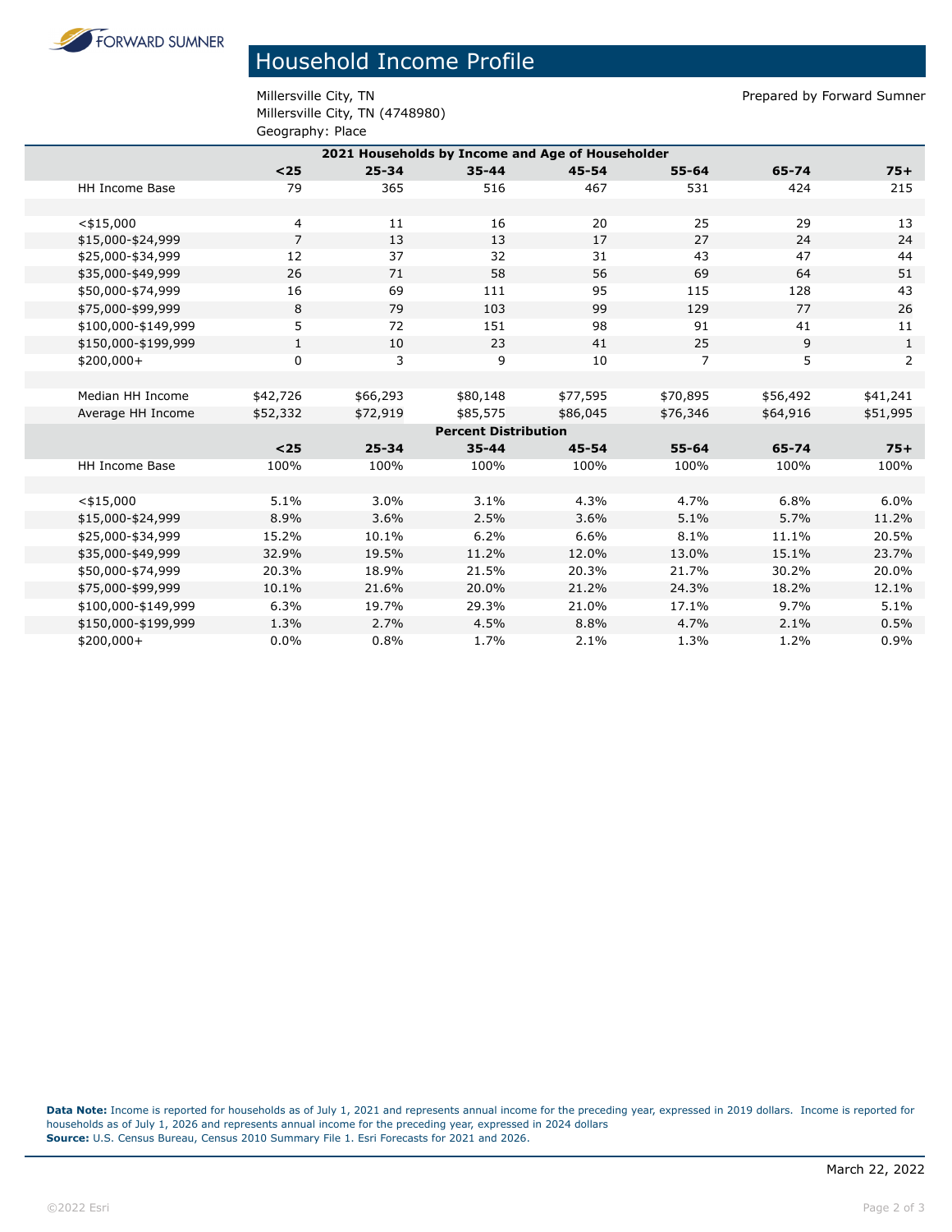# Household Income Profile

Millersville City, TN
Millersville City, TN (4748980)
Geography: Place

Prepared by Forward Sumner

| 2021 Households by Income and Age of Householder | | | | | | | |
|---|---|---|---|---|---|---|---|
| | <25 | 25-34 | 35-44 | 45-54 | 55-64 | 65-74 | 75+ |
| HH Income Base | 79 | 365 | 516 | 467 | 531 | 424 | 215 |
| | | | | | | | |
| <$15,000 | 4 | 11 | 16 | 20 | 25 | 29 | 13 |
| $15,000-$24,999 | 7 | 13 | 13 | 17 | 27 | 24 | 24 |
| $25,000-$34,999 | 12 | 37 | 32 | 31 | 43 | 47 | 44 |
| $35,000-$49,999 | 26 | 71 | 58 | 56 | 69 | 64 | 51 |
| $50,000-$74,999 | 16 | 69 | 111 | 95 | 115 | 128 | 43 |
| $75,000-$99,999 | 8 | 79 | 103 | 99 | 129 | 77 | 26 |
| $100,000-$149,999 | 5 | 72 | 151 | 98 | 91 | 41 | 11 |
| $150,000-$199,999 | 1 | 10 | 23 | 41 | 25 | 9 | 1 |
| $200,000+ | 0 | 3 | 9 | 10 | 7 | 5 | 2 |
| | | | | | | | |
| Median HH Income | $42,726 | $66,293 | $80,148 | $77,595 | $70,895 | $56,492 | $41,241 |
| Average HH Income | $52,332 | $72,919 | $85,575 | $86,045 | $76,346 | $64,916 | $51,995 |
| **Percent Distribution** | | | | | | | |
| | <25 | 25-34 | 35-44 | 45-54 | 55-64 | 65-74 | 75+ |
| HH Income Base | 100% | 100% | 100% | 100% | 100% | 100% | 100% |
| | | | | | | | |
| <$15,000 | 5.1% | 3.0% | 3.1% | 4.3% | 4.7% | 6.8% | 6.0% |
| $15,000-$24,999 | 8.9% | 3.6% | 2.5% | 3.6% | 5.1% | 5.7% | 11.2% |
| $25,000-$34,999 | 15.2% | 10.1% | 6.2% | 6.6% | 8.1% | 11.1% | 20.5% |
| $35,000-$49,999 | 32.9% | 19.5% | 11.2% | 12.0% | 13.0% | 15.1% | 23.7% |
| $50,000-$74,999 | 20.3% | 18.9% | 21.5% | 20.3% | 21.7% | 30.2% | 20.0% |
| $75,000-$99,999 | 10.1% | 21.6% | 20.0% | 21.2% | 24.3% | 18.2% | 12.1% |
| $100,000-$149,999 | 6.3% | 19.7% | 29.3% | 21.0% | 17.1% | 9.7% | 5.1% |
| $150,000-$199,999 | 1.3% | 2.7% | 4.5% | 8.8% | 4.7% | 2.1% | 0.5% |
| $200,000+ | 0.0% | 0.8% | 1.7% | 2.1% | 1.3% | 1.2% | 0.9% |

**Data Note:** Income is reported for households as of July 1, 2021 and represents annual income for the preceding year, expressed in 2019 dollars. Income is reported for households as of July 1, 2026 and represents annual income for the preceding year, expressed in 2024 dollars
**Source:** U.S. Census Bureau, Census 2010 Summary File 1. Esri Forecasts for 2021 and 2026.

March 22, 2022

©2022 Esri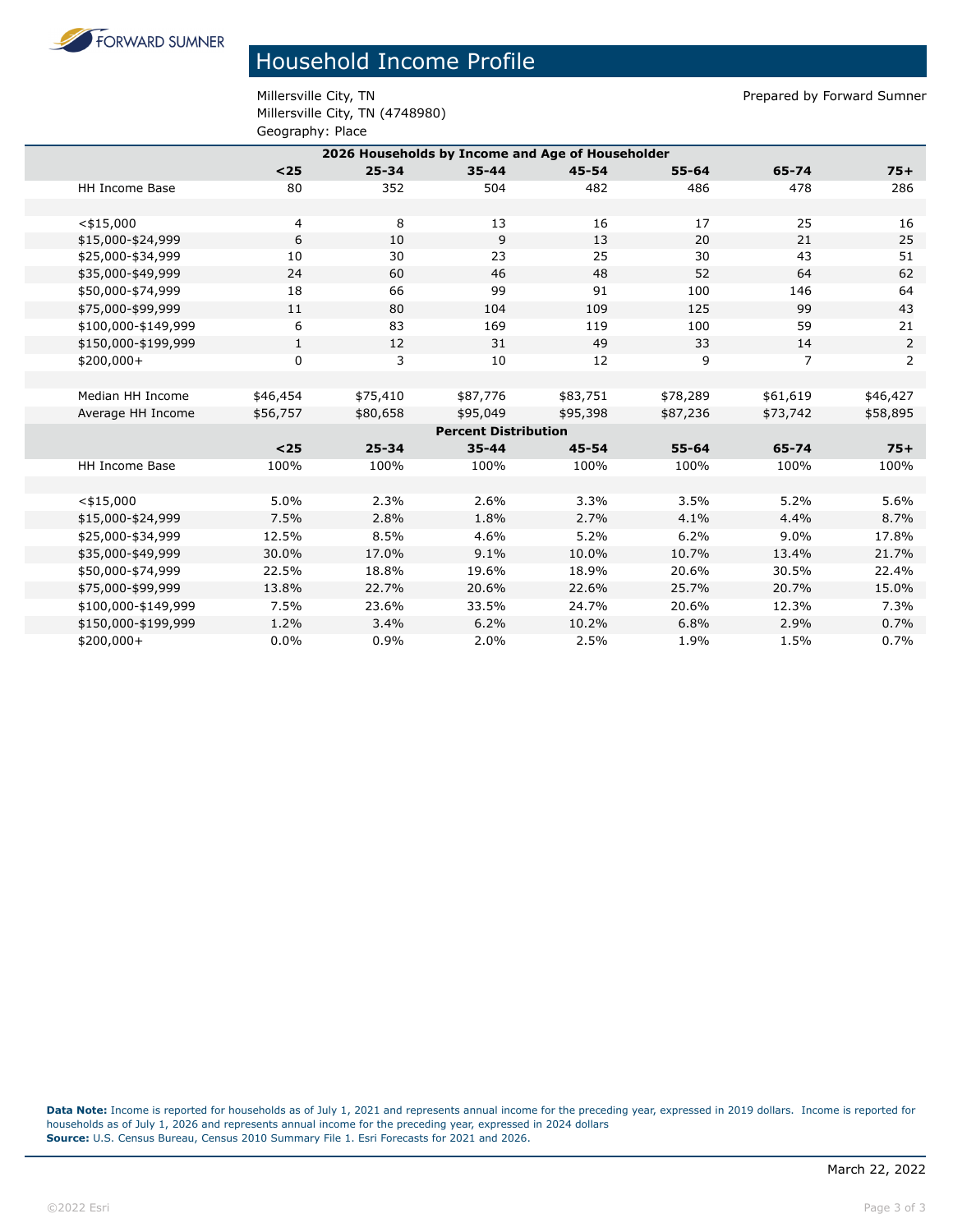FORWARD SUMNER

# Household Income Profile

Millersville City, TN
Millersville City, TN (4748980)
Geography: Place

Prepared by Forward Sumner

| 2026 Households by Income and Age of Householder | | | | | | | |
|---|---|---|---|---|---|---|---|
| | **<25** | **25-34** | **35-44** | **45-54** | **55-64** | **65-74** | **75+** |
| HH Income Base | 80 | 352 | 504 | 482 | 486 | 478 | 286 |
| | | | | | | | |
| <$15,000 | 4 | 8 | 13 | 16 | 17 | 25 | 16 |
| $15,000-$24,999 | 6 | 10 | 9 | 13 | 20 | 21 | 25 |
| $25,000-$34,999 | 10 | 30 | 23 | 25 | 30 | 43 | 51 |
| $35,000-$49,999 | 24 | 60 | 46 | 48 | 52 | 64 | 62 |
| $50,000-$74,999 | 18 | 66 | 99 | 91 | 100 | 146 | 64 |
| $75,000-$99,999 | 11 | 80 | 104 | 109 | 125 | 99 | 43 |
| $100,000-$149,999 | 6 | 83 | 169 | 119 | 100 | 59 | 21 |
| $150,000-$199,999 | 1 | 12 | 31 | 49 | 33 | 14 | 2 |
| $200,000+ | 0 | 3 | 10 | 12 | 9 | 7 | 2 |
| | | | | | | | |
| Median HH Income | $46,454 | $75,410 | $87,776 | $83,751 | $78,289 | $61,619 | $46,427 |
| Average HH Income | $56,757 | $80,658 | $95,049 | $95,398 | $87,236 | $73,742 | $58,895 |
| **Percent Distribution** | | | | | | | |
| | **<25** | **25-34** | **35-44** | **45-54** | **55-64** | **65-74** | **75+** |
| HH Income Base | 100% | 100% | 100% | 100% | 100% | 100% | 100% |
| | | | | | | | |
| <$15,000 | 5.0% | 2.3% | 2.6% | 3.3% | 3.5% | 5.2% | 5.6% |
| $15,000-$24,999 | 7.5% | 2.8% | 1.8% | 2.7% | 4.1% | 4.4% | 8.7% |
| $25,000-$34,999 | 12.5% | 8.5% | 4.6% | 5.2% | 6.2% | 9.0% | 17.8% |
| $35,000-$49,999 | 30.0% | 17.0% | 9.1% | 10.0% | 10.7% | 13.4% | 21.7% |
| $50,000-$74,999 | 22.5% | 18.8% | 19.6% | 18.9% | 20.6% | 30.5% | 22.4% |
| $75,000-$99,999 | 13.8% | 22.7% | 20.6% | 22.6% | 25.7% | 20.7% | 15.0% |
| $100,000-$149,999 | 7.5% | 23.6% | 33.5% | 24.7% | 20.6% | 12.3% | 7.3% |
| $150,000-$199,999 | 1.2% | 3.4% | 6.2% | 10.2% | 6.8% | 2.9% | 0.7% |
| $200,000+ | 0.0% | 0.9% | 2.0% | 2.5% | 1.9% | 1.5% | 0.7% |

**Data Note:** Income is reported for households as of July 1, 2021 and represents annual income for the preceding year, expressed in 2019 dollars. Income is reported for households as of July 1, 2026 and represents annual income for the preceding year, expressed in 2024 dollars
**Source:** U.S. Census Bureau, Census 2010 Summary File 1. Esri Forecasts for 2021 and 2026.

March 22, 2022

©2022 Esri